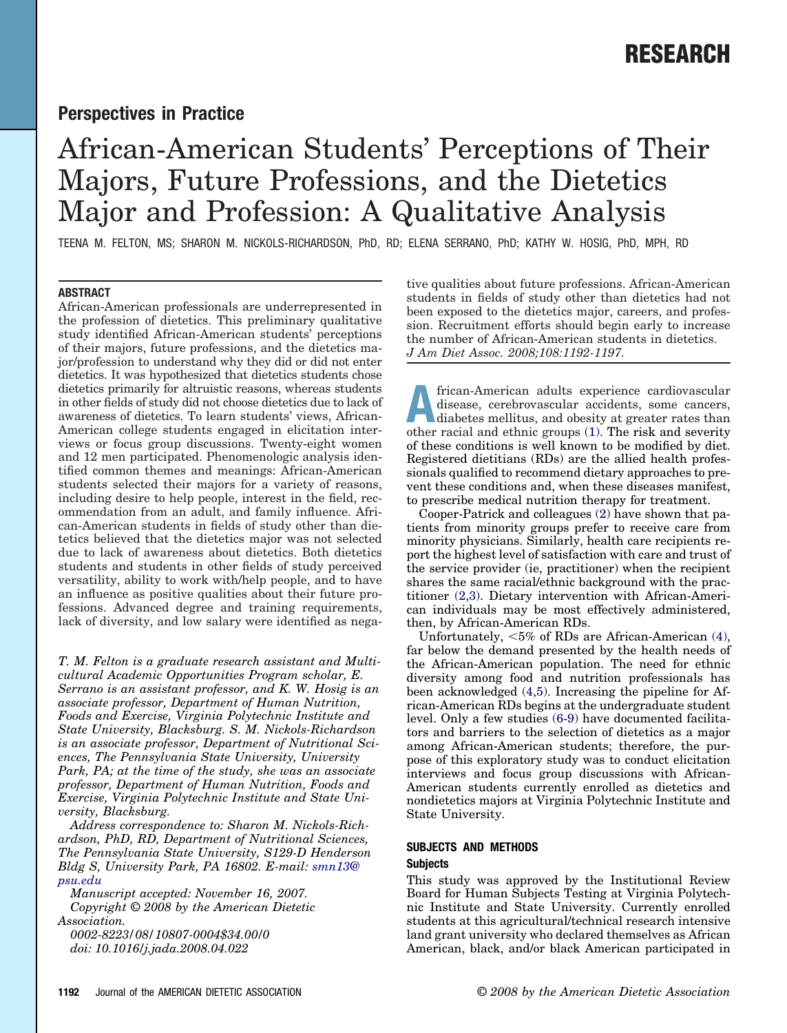## Perspectives in Practice

# African-American Students' Perceptions of Their Majors, Future Professions, and the Dietetics Major and Profession: A Qualitative Analysis

TEENA M. FELTON, MS; SHARON M. NICKOLS-RICHARDSON, PhD, RD; ELENA SERRANO, PhD; KATHY W. HOSIG, PhD, MPH, RD

### ABSTRACT

African-American professionals are underrepresented in the profession of dietetics. This preliminary qualitative study identified African-American students' perceptions of their majors, future professions, and the dietetics major/profession to understand why they did or did not enter dietetics. It was hypothesized that dietetics students chose dietetics primarily for altruistic reasons, whereas students in other fields of study did not choose dietetics due to lack of awareness of dietetics. To learn students' views, African-American college students engaged in elicitation interviews or focus group discussions. Twenty-eight women and 12 men participated. Phenomenologic analysis identified common themes and meanings: African-American students selected their majors for a variety of reasons, including desire to help people, interest in the field, recommendation from an adult, and family influence. African-American students in fields of study other than dietetics believed that the dietetics major was not selected due to lack of awareness about dietetics. Both dietetics students and students in other fields of study perceived versatility, ability to work with/help people, and to have an influence as positive qualities about their future professions. Advanced degree and training requirements, lack of diversity, and low salary were identified as negative qualities about future professions. African-American students in fields of study other than dietetics had not been exposed to the dietetics major, careers, and profession. Recruitment efforts should begin early to increase the number of African-American students in dietetics.
*J Am Diet Assoc. 2008;108:1192-1197.*

*T. M. Felton is a graduate research assistant and Multicultural Academic Opportunities Program scholar, E. Serrano is an assistant professor, and K. W. Hosig is an associate professor, Department of Human Nutrition, Foods and Exercise, Virginia Polytechnic Institute and State University, Blacksburg. S. M. Nickols-Richardson is an associate professor, Department of Nutritional Sciences, The Pennsylvania State University, University Park, PA; at the time of the study, she was an associate professor, Department of Human Nutrition, Foods and Exercise, Virginia Polytechnic Institute and State University, Blacksburg.*

*Address correspondence to: Sharon M. Nickols-Richardson, PhD, RD, Department of Nutritional Sciences, The Pennsylvania State University, S129-D Henderson Bldg S, University Park, PA 16802. E-mail: smn13@psu.edu*

*Manuscript accepted: November 16, 2007.*

*Copyright © 2008 by the American Dietetic Association.*

*0002-8223/08/10807-0004$34.00/0*

*doi: 10.1016/j.jada.2008.04.022*

African-American adults experience cardiovascular disease, cerebrovascular accidents, some cancers, diabetes mellitus, and obesity at greater rates than other racial and ethnic groups (1). The risk and severity of these conditions is well known to be modified by diet. Registered dietitians (RDs) are the allied health professionals qualified to recommend dietary approaches to prevent these conditions and, when these diseases manifest, to prescribe medical nutrition therapy for treatment.

Cooper-Patrick and colleagues (2) have shown that patients from minority groups prefer to receive care from minority physicians. Similarly, health care recipients report the highest level of satisfaction with care and trust of the service provider (ie, practitioner) when the recipient shares the same racial/ethnic background with the practitioner (2,3). Dietary intervention with African-American individuals may be most effectively administered, then, by African-American RDs.

Unfortunately, <5% of RDs are African-American (4), far below the demand presented by the health needs of the African-American population. The need for ethnic diversity among food and nutrition professionals has been acknowledged (4,5). Increasing the pipeline for African-American RDs begins at the undergraduate student level. Only a few studies (6-9) have documented facilitators and barriers to the selection of dietetics as a major among African-American students; therefore, the purpose of this exploratory study was to conduct elicitation interviews and focus group discussions with African-American students currently enrolled as dietetics and nondietetics majors at Virginia Polytechnic Institute and State University.

### SUBJECTS AND METHODS

#### Subjects

This study was approved by the Institutional Review Board for Human Subjects Testing at Virginia Polytechnic Institute and State University. Currently enrolled students at this agricultural/technical research intensive land grant university who declared themselves as African American, black, and/or black American participated in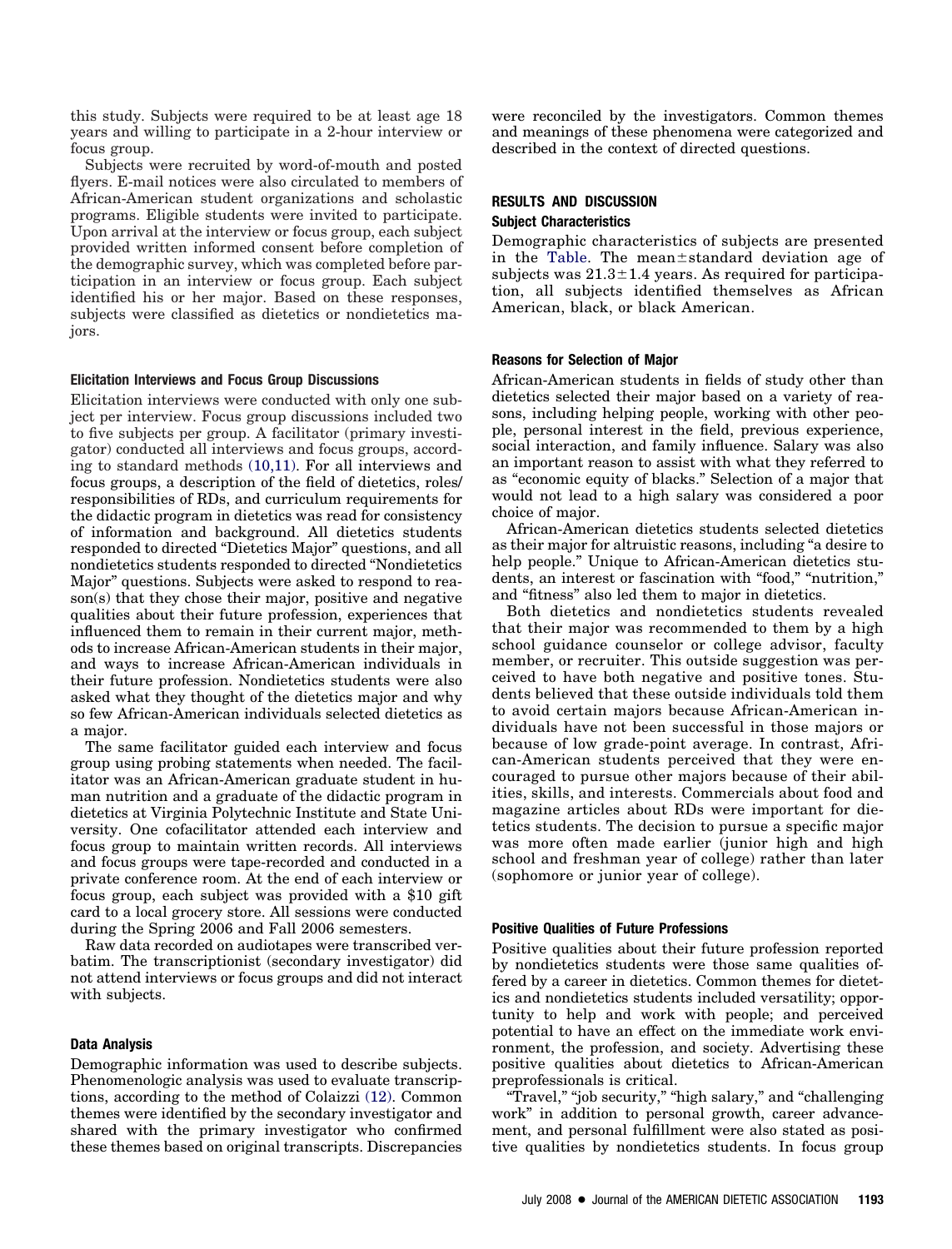this study. Subjects were required to be at least age 18 years and willing to participate in a 2-hour interview or focus group.

Subjects were recruited by word-of-mouth and posted flyers. E-mail notices were also circulated to members of African-American student organizations and scholastic programs. Eligible students were invited to participate. Upon arrival at the interview or focus group, each subject provided written informed consent before completion of the demographic survey, which was completed before participation in an interview or focus group. Each subject identified his or her major. Based on these responses, subjects were classified as dietetics or nondietetics majors.

### Elicitation Interviews and Focus Group Discussions

Elicitation interviews were conducted with only one subject per interview. Focus group discussions included two to five subjects per group. A facilitator (primary investigator) conducted all interviews and focus groups, according to standard methods (10,11). For all interviews and focus groups, a description of the field of dietetics, roles/responsibilities of RDs, and curriculum requirements for the didactic program in dietetics was read for consistency of information and background. All dietetics students responded to directed "Dietetics Major" questions, and all nondietetics students responded to directed "Nondietetics Major" questions. Subjects were asked to respond to reason(s) that they chose their major, positive and negative qualities about their future profession, experiences that influenced them to remain in their current major, methods to increase African-American students in their major, and ways to increase African-American individuals in their future profession. Nondietetics students were also asked what they thought of the dietetics major and why so few African-American individuals selected dietetics as a major.

The same facilitator guided each interview and focus group using probing statements when needed. The facilitator was an African-American graduate student in human nutrition and a graduate of the didactic program in dietetics at Virginia Polytechnic Institute and State University. One cofacilitator attended each interview and focus group to maintain written records. All interviews and focus groups were tape-recorded and conducted in a private conference room. At the end of each interview or focus group, each subject was provided with a $10 gift card to a local grocery store. All sessions were conducted during the Spring 2006 and Fall 2006 semesters.

Raw data recorded on audiotapes were transcribed verbatim. The transcriptionist (secondary investigator) did not attend interviews or focus groups and did not interact with subjects.

### Data Analysis

Demographic information was used to describe subjects. Phenomenologic analysis was used to evaluate transcriptions, according to the method of Colaizzi (12). Common themes were identified by the secondary investigator and shared with the primary investigator who confirmed these themes based on original transcripts. Discrepancies were reconciled by the investigators. Common themes and meanings of these phenomena were categorized and described in the context of directed questions.

## RESULTS AND DISCUSSION

### Subject Characteristics

Demographic characteristics of subjects are presented in the Table. The mean±standard deviation age of subjects was $21.3 \pm 1.4$ years. As required for participation, all subjects identified themselves as African American, black, or black American.

### Reasons for Selection of Major

African-American students in fields of study other than dietetics selected their major based on a variety of reasons, including helping people, working with other people, personal interest in the field, previous experience, social interaction, and family influence. Salary was also an important reason to assist with what they referred to as "economic equity of blacks." Selection of a major that would not lead to a high salary was considered a poor choice of major.

African-American dietetics students selected dietetics as their major for altruistic reasons, including "a desire to help people." Unique to African-American dietetics students, an interest or fascination with "food," "nutrition," and "fitness" also led them to major in dietetics.

Both dietetics and nondietetics students revealed that their major was recommended to them by a high school guidance counselor or college advisor, faculty member, or recruiter. This outside suggestion was perceived to have both negative and positive tones. Students believed that these outside individuals told them to avoid certain majors because African-American individuals have not been successful in those majors or because of low grade-point average. In contrast, African-American students perceived that they were encouraged to pursue other majors because of their abilities, skills, and interests. Commercials about food and magazine articles about RDs were important for dietetics students. The decision to pursue a specific major was more often made earlier (junior high and high school and freshman year of college) rather than later (sophomore or junior year of college).

### Positive Qualities of Future Professions

Positive qualities about their future profession reported by nondietetics students were those same qualities offered by a career in dietetics. Common themes for dietetics and nondietetics students included versatility; opportunity to help and work with people; and perceived potential to have an effect on the immediate work environment, the profession, and society. Advertising these positive qualities about dietetics to African-American preprofessionals is critical.

"Travel," "job security," "high salary," and "challenging work" in addition to personal growth, career advancement, and personal fulfillment were also stated as positive qualities by nondietetics students. In focus group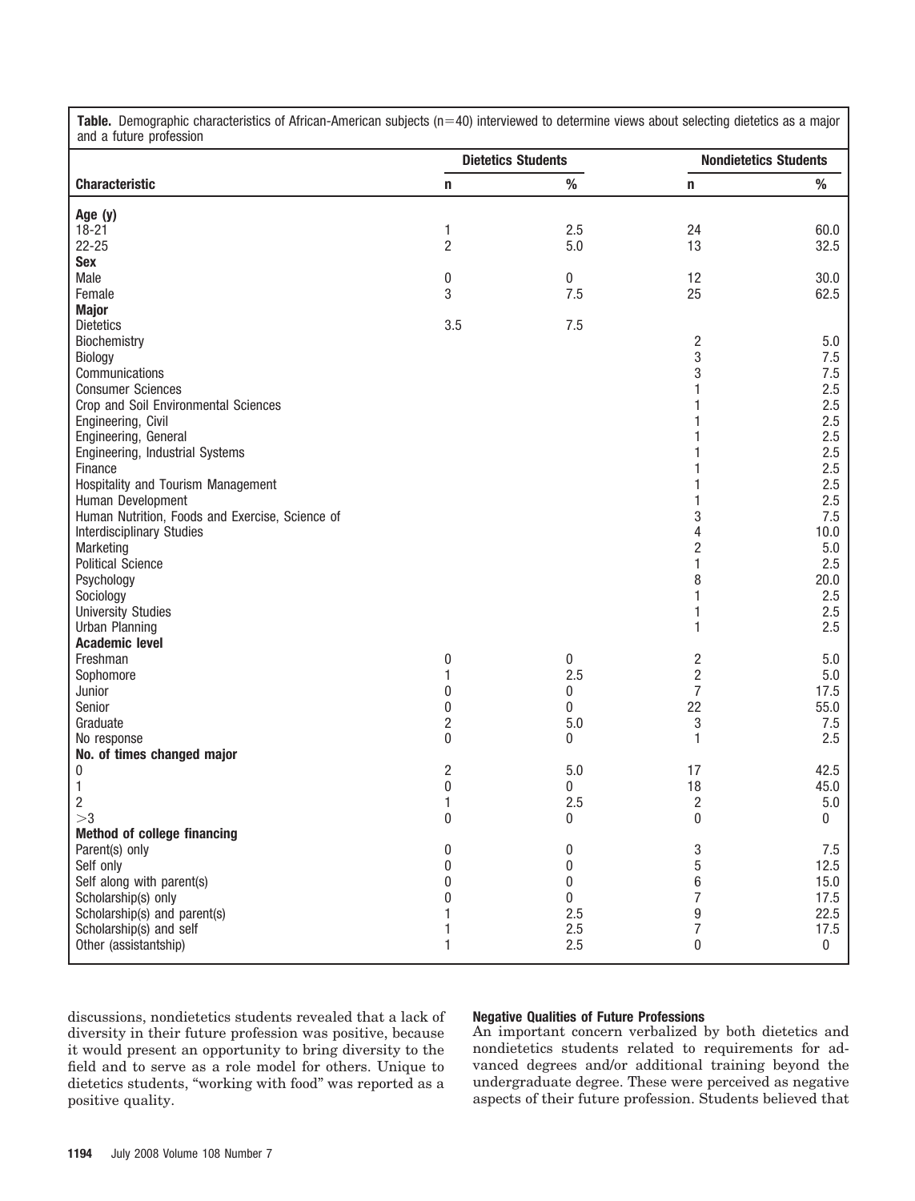**Table.** Demographic characteristics of African-American subjects (n=40) interviewed to determine views about selecting dietetics as a major and a future profession

| Characteristic | Dietetics Students | | Nondietetics Students | |
|---|---|---|---|---|
| | n | % | n | % |
| **Age (y)** | | | | |
| 18-21 | 1 | 2.5 | 24 | 60.0 |
| 22-25 | 2 | 5.0 | 13 | 32.5 |
| **Sex** | | | | |
| Male | 0 | 0 | 12 | 30.0 |
| Female | 3 | 7.5 | 25 | 62.5 |
| **Major** | | | | |
| Dietetics | 3.5 | 7.5 | | |
| Biochemistry | | | 2 | 5.0 |
| Biology | | | 3 | 7.5 |
| Communications | | | 3 | 7.5 |
| Consumer Sciences | | | 1 | 2.5 |
| Crop and Soil Environmental Sciences | | | 1 | 2.5 |
| Engineering, Civil | | | 1 | 2.5 |
| Engineering, General | | | 1 | 2.5 |
| Engineering, Industrial Systems | | | 1 | 2.5 |
| Finance | | | 1 | 2.5 |
| Hospitality and Tourism Management | | | 1 | 2.5 |
| Human Development | | | 1 | 2.5 |
| Human Nutrition, Foods and Exercise, Science of | | | 3 | 7.5 |
| Interdisciplinary Studies | | | 4 | 10.0 |
| Marketing | | | 2 | 5.0 |
| Political Science | | | 1 | 2.5 |
| Psychology | | | 8 | 20.0 |
| Sociology | | | 1 | 2.5 |
| University Studies | | | 1 | 2.5 |
| Urban Planning | | | 1 | 2.5 |
| **Academic level** | | | | |
| Freshman | 0 | 0 | 2 | 5.0 |
| Sophomore | 1 | 2.5 | 2 | 5.0 |
| Junior | 0 | 0 | 7 | 17.5 |
| Senior | 0 | 0 | 22 | 55.0 |
| Graduate | 2 | 5.0 | 3 | 7.5 |
| No response | 0 | 0 | 1 | 2.5 |
| **No. of times changed major** | | | | |
| 0 | 2 | 5.0 | 17 | 42.5 |
| 1 | 0 | 0 | 18 | 45.0 |
| 2 | 1 | 2.5 | 2 | 5.0 |
| >3 | 0 | 0 | 0 | 0 |
| **Method of college financing** | | | | |
| Parent(s) only | 0 | 0 | 3 | 7.5 |
| Self only | 0 | 0 | 5 | 12.5 |
| Self along with parent(s) | 0 | 0 | 6 | 15.0 |
| Scholarship(s) only | 0 | 0 | 7 | 17.5 |
| Scholarship(s) and parent(s) | 1 | 2.5 | 9 | 22.5 |
| Scholarship(s) and self | 1 | 2.5 | 7 | 17.5 |
| Other (assistantship) | 1 | 2.5 | 0 | 0 |

discussions, nondietetics students revealed that a lack of diversity in their future profession was positive, because it would present an opportunity to bring diversity to the field and to serve as a role model for others. Unique to dietetics students, "working with food" was reported as a positive quality.

### Negative Qualities of Future Professions

An important concern verbalized by both dietetics and nondietetics students related to requirements for advanced degrees and/or additional training beyond the undergraduate degree. These were perceived as negative aspects of their future profession. Students believed that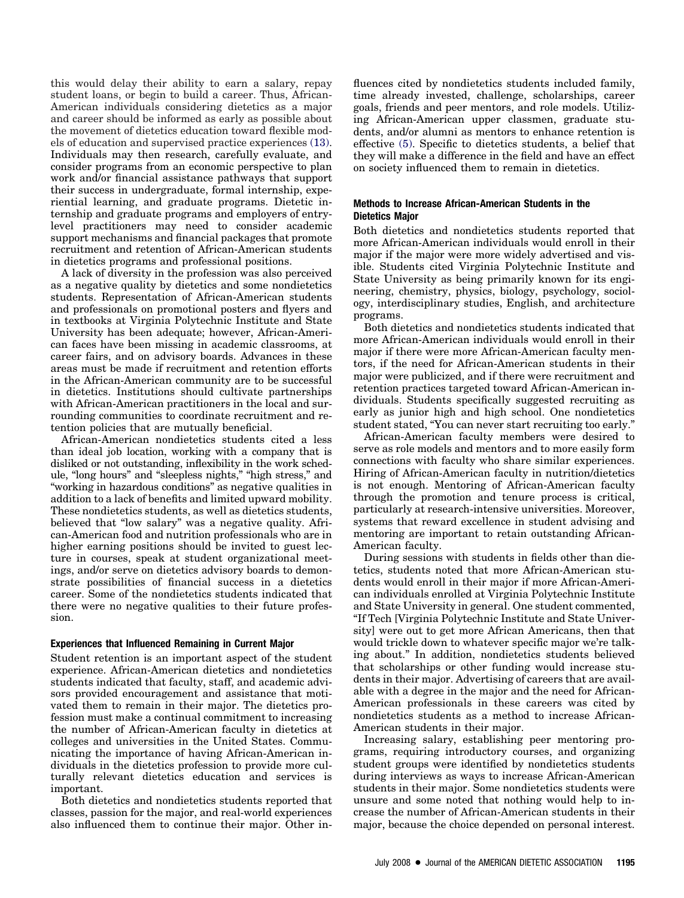this would delay their ability to earn a salary, repay student loans, or begin to build a career. Thus, African-American individuals considering dietetics as a major and career should be informed as early as possible about the movement of dietetics education toward flexible models of education and supervised practice experiences (13). Individuals may then research, carefully evaluate, and consider programs from an economic perspective to plan work and/or financial assistance pathways that support their success in undergraduate, formal internship, experiential learning, and graduate programs. Dietetic internship and graduate programs and employers of entry-level practitioners may need to consider academic support mechanisms and financial packages that promote recruitment and retention of African-American students in dietetics programs and professional positions.

A lack of diversity in the profession was also perceived as a negative quality by dietetics and some nondietetics students. Representation of African-American students and professionals on promotional posters and flyers and in textbooks at Virginia Polytechnic Institute and State University has been adequate; however, African-American faces have been missing in academic classrooms, at career fairs, and on advisory boards. Advances in these areas must be made if recruitment and retention efforts in the African-American community are to be successful in dietetics. Institutions should cultivate partnerships with African-American practitioners in the local and surrounding communities to coordinate recruitment and retention policies that are mutually beneficial.

African-American nondietetics students cited a less than ideal job location, working with a company that is disliked or not outstanding, inflexibility in the work schedule, "long hours" and "sleepless nights," "high stress," and "working in hazardous conditions" as negative qualities in addition to a lack of benefits and limited upward mobility. These nondietetics students, as well as dietetics students, believed that "low salary" was a negative quality. African-American food and nutrition professionals who are in higher earning positions should be invited to guest lecture in courses, speak at student organizational meetings, and/or serve on dietetics advisory boards to demonstrate possibilities of financial success in a dietetics career. Some of the nondietetics students indicated that there were no negative qualities to their future profession.

#### Experiences that Influenced Remaining in Current Major

Student retention is an important aspect of the student experience. African-American dietetics and nondietetics students indicated that faculty, staff, and academic advisors provided encouragement and assistance that motivated them to remain in their major. The dietetics profession must make a continual commitment to increasing the number of African-American faculty in dietetics at colleges and universities in the United States. Communicating the importance of having African-American individuals in the dietetics profession to provide more culturally relevant dietetics education and services is important.

Both dietetics and nondietetics students reported that classes, passion for the major, and real-world experiences also influenced them to continue their major. Other influences cited by nondietetics students included family, time already invested, challenge, scholarships, career goals, friends and peer mentors, and role models. Utilizing African-American upper classmen, graduate students, and/or alumni as mentors to enhance retention is effective (5). Specific to dietetics students, a belief that they will make a difference in the field and have an effect on society influenced them to remain in dietetics.

#### Methods to Increase African-American Students in the Dietetics Major

Both dietetics and nondietetics students reported that more African-American individuals would enroll in their major if the major were more widely advertised and visible. Students cited Virginia Polytechnic Institute and State University as being primarily known for its engineering, chemistry, physics, biology, psychology, sociology, interdisciplinary studies, English, and architecture programs.

Both dietetics and nondietetics students indicated that more African-American individuals would enroll in their major if there were more African-American faculty mentors, if the need for African-American students in their major were publicized, and if there were recruitment and retention practices targeted toward African-American individuals. Students specifically suggested recruiting as early as junior high and high school. One nondietetics student stated, "You can never start recruiting too early."

African-American faculty members were desired to serve as role models and mentors and to more easily form connections with faculty who share similar experiences. Hiring of African-American faculty in nutrition/dietetics is not enough. Mentoring of African-American faculty through the promotion and tenure process is critical, particularly at research-intensive universities. Moreover, systems that reward excellence in student advising and mentoring are important to retain outstanding African-American faculty.

During sessions with students in fields other than dietetics, students noted that more African-American students would enroll in their major if more African-American individuals enrolled at Virginia Polytechnic Institute and State University in general. One student commented, "If Tech [Virginia Polytechnic Institute and State University] were out to get more African Americans, then that would trickle down to whatever specific major we're talking about." In addition, nondietetics students believed that scholarships or other funding would increase students in their major. Advertising of careers that are available with a degree in the major and the need for African-American professionals in these careers was cited by nondietetics students as a method to increase African-American students in their major.

Increasing salary, establishing peer mentoring programs, requiring introductory courses, and organizing student groups were identified by nondietetics students during interviews as ways to increase African-American students in their major. Some nondietetics students were unsure and some noted that nothing would help to increase the number of African-American students in their major, because the choice depended on personal interest.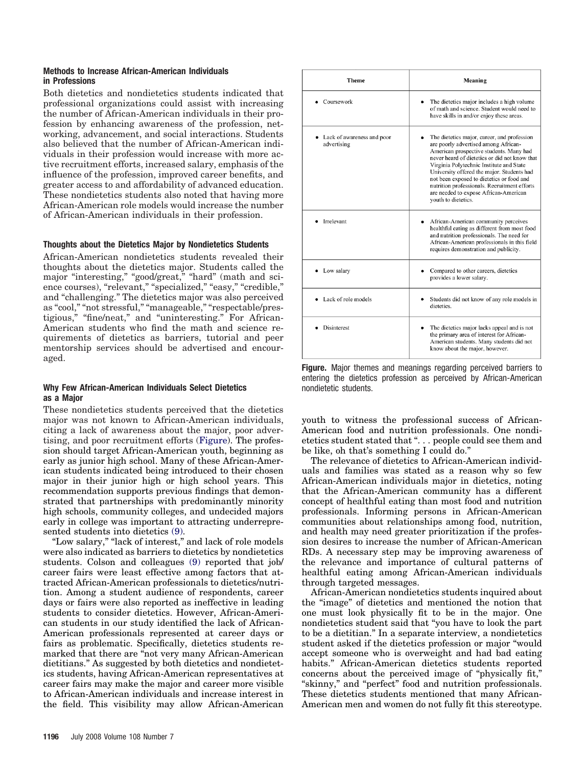### Methods to Increase African-American Individuals in Professions

Both dietetics and nondietetics students indicated that professional organizations could assist with increasing the number of African-American individuals in their profession by enhancing awareness of the profession, networking, advancement, and social interactions. Students also believed that the number of African-American individuals in their profession would increase with more active recruitment efforts, increased salary, emphasis of the influence of the profession, improved career benefits, and greater access to and affordability of advanced education. These nondietetics students also noted that having more African-American role models would increase the number of African-American individuals in their profession.

### Thoughts about the Dietetics Major by Nondietetics Students

African-American nondietetics students revealed their thoughts about the dietetics major. Students called the major "interesting," "good/great," "hard" (math and science courses), "relevant," "specialized," "easy," "credible," and "challenging." The dietetics major was also perceived as "cool," "not stressful," "manageable," "respectable/prestigious," "fine/neat," and "uninteresting." For African-American students who find the math and science requirements of dietetics as barriers, tutorial and peer mentorship services should be advertised and encouraged.

### Why Few African-American Individuals Select Dietetics as a Major

These nondietetics students perceived that the dietetics major was not known to African-American individuals, citing a lack of awareness about the major, poor advertising, and poor recruitment efforts (Figure). The profession should target African-American youth, beginning as early as junior high school. Many of these African-American students indicated being introduced to their chosen major in their junior high or high school years. This recommendation supports previous findings that demonstrated that partnerships with predominantly minority high schools, community colleges, and undecided majors early in college was important to attracting underrepresented students into dietetics (9).

"Low salary," "lack of interest," and lack of role models were also indicated as barriers to dietetics by nondietetics students. Colson and colleagues (9) reported that job/career fairs were least effective among factors that attracted African-American professionals to dietetics/nutrition. Among a student audience of respondents, career days or fairs were also reported as ineffective in leading students to consider dietetics. However, African-American students in our study identified the lack of African-American professionals represented at career days or fairs as problematic. Specifically, dietetics students remarked that there are "not very many African-American dietitians." As suggested by both dietetics and nondietetics students, having African-American representatives at career fairs may make the major and career more visible to African-American individuals and increase interest in the field. This visibility may allow African-American youth to witness the professional success of African-American food and nutrition professionals. One nondietetics student stated that ". . . people could see them and be like, oh that's something I could do."

| Theme | Meaning |
|---|---|
| • Coursework | • The dietetics major includes a high volume of math and science. Student would need to have skills in and/or enjoy these areas. |
| • Lack of awareness and poor advertising | • The dietetics major, career, and profession are poorly advertised among African-American prospective students. Many had never heard of dietetics or did not know that Virginia Polytechnic Institute and State University offered the major. Students had not been exposed to dietetics or food and nutrition professionals. Recruitment efforts are needed to expose African-American youth to dietetics. |
| • Irrelevant | • African-American community perceives healthful eating as different from most food and nutrition professionals. The need for African-American professionals in this field requires demonstration and publicity. |
| • Low salary | • Compared to other careers, dietetics provides a lower salary. |
| • Lack of role models | • Students did not know of any role models in dietetics. |
| • Disinterest | • The dietetics major lacks appeal and is not the primary area of interest for African-American students. Many students did not know about the major, however. |

**Figure.** Major themes and meanings regarding perceived barriers to entering the dietetics profession as perceived by African-American nondietetic students.

The relevance of dietetics to African-American individuals and families was stated as a reason why so few African-American individuals major in dietetics, noting that the African-American community has a different concept of healthful eating than most food and nutrition professionals. Informing persons in African-American communities about relationships among food, nutrition, and health may need greater prioritization if the profession desires to increase the number of African-American RDs. A necessary step may be improving awareness of the relevance and importance of cultural patterns of healthful eating among African-American individuals through targeted messages.

African-American nondietetics students inquired about the "image" of dietetics and mentioned the notion that one must look physically fit to be in the major. One nondietetics student said that "you have to look the part to be a dietitian." In a separate interview, a nondietetics student asked if the dietetics profession or major "would accept someone who is overweight and had bad eating habits." African-American dietetics students reported concerns about the perceived image of "physically fit," "skinny," and "perfect" food and nutrition professionals. These dietetics students mentioned that many African-American men and women do not fully fit this stereotype.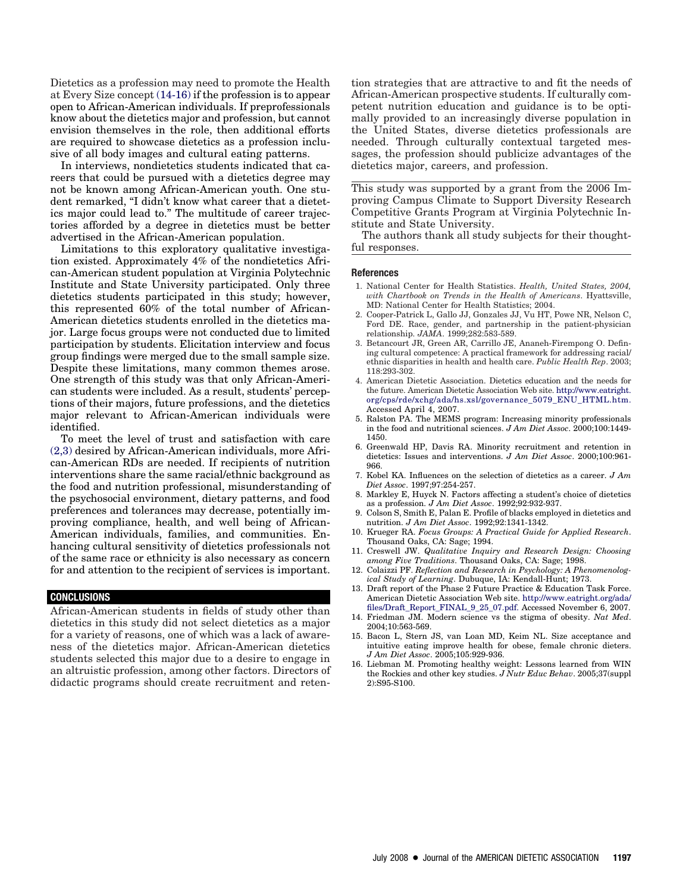Dietetics as a profession may need to promote the Health at Every Size concept (14-16) if the profession is to appear open to African-American individuals. If preprofessionals know about the dietetics major and profession, but cannot envision themselves in the role, then additional efforts are required to showcase dietetics as a profession inclusive of all body images and cultural eating patterns.

In interviews, nondietetics students indicated that careers that could be pursued with a dietetics degree may not be known among African-American youth. One student remarked, "I didn't know what career that a dietetics major could lead to." The multitude of career trajectories afforded by a degree in dietetics must be better advertised in the African-American population.

Limitations to this exploratory qualitative investigation existed. Approximately 4% of the nondietetics African-American student population at Virginia Polytechnic Institute and State University participated. Only three dietetics students participated in this study; however, this represented 60% of the total number of African-American dietetics students enrolled in the dietetics major. Large focus groups were not conducted due to limited participation by students. Elicitation interview and focus group findings were merged due to the small sample size. Despite these limitations, many common themes arose. One strength of this study was that only African-American students were included. As a result, students' perceptions of their majors, future professions, and the dietetics major relevant to African-American individuals were identified.

To meet the level of trust and satisfaction with care (2,3) desired by African-American individuals, more African-American RDs are needed. If recipients of nutrition interventions share the same racial/ethnic background as the food and nutrition professional, misunderstanding of the psychosocial environment, dietary patterns, and food preferences and tolerances may decrease, potentially improving compliance, health, and well being of African-American individuals, families, and communities. Enhancing cultural sensitivity of dietetics professionals not of the same race or ethnicity is also necessary as concern for and attention to the recipient of services is important.

## CONCLUSIONS

African-American students in fields of study other than dietetics in this study did not select dietetics as a major for a variety of reasons, one of which was a lack of awareness of the dietetics major. African-American dietetics students selected this major due to a desire to engage in an altruistic profession, among other factors. Directors of didactic programs should create recruitment and retention strategies that are attractive to and fit the needs of African-American prospective students. If culturally competent nutrition education and guidance is to be optimally provided to an increasingly diverse population in the United States, diverse dietetics professionals are needed. Through culturally contextual targeted messages, the profession should publicize advantages of the dietetics major, careers, and profession.

This study was supported by a grant from the 2006 Improving Campus Climate to Support Diversity Research Competitive Grants Program at Virginia Polytechnic Institute and State University.

The authors thank all study subjects for their thoughtful responses.

## References

1. National Center for Health Statistics. *Health, United States, 2004, with Chartbook on Trends in the Health of Americans*. Hyattsville, MD: National Center for Health Statistics; 2004.
2. Cooper-Patrick L, Gallo JJ, Gonzales JJ, Vu HT, Powe NR, Nelson C, Ford DE. Race, gender, and partnership in the patient-physician relationship. *JAMA*. 1999;282:583-589.
3. Betancourt JR, Green AR, Carrillo JE, Ananeh-Firempong O. Defining cultural competence: A practical framework for addressing racial/ethnic disparities in health and health care. *Public Health Rep*. 2003;118:293-302.
4. American Dietetic Association. Dietetics education and the needs for the future. American Dietetic Association Web site. http://www.eatright.org/cps/rde/xchg/ada/hs.xsl/governance_5079_ENU_HTML.htm. Accessed April 4, 2007.
5. Ralston PA. The MEMS program: Increasing minority professionals in the food and nutritional sciences. *J Am Diet Assoc*. 2000;100:1449-1450.
6. Greenwald HP, Davis RA. Minority recruitment and retention in dietetics: Issues and interventions. *J Am Diet Assoc*. 2000;100:961-966.
7. Kobel KA. Influences on the selection of dietetics as a career. *J Am Diet Assoc*. 1997;97:254-257.
8. Markley E, Huyck N. Factors affecting a student's choice of dietetics as a profession. *J Am Diet Assoc*. 1992;92:932-937.
9. Colson S, Smith E, Palan E. Profile of blacks employed in dietetics and nutrition. *J Am Diet Assoc*. 1992;92:1341-1342.
10. Krueger RA. *Focus Groups: A Practical Guide for Applied Research*. Thousand Oaks, CA: Sage; 1994.
11. Creswell JW. *Qualitative Inquiry and Research Design: Choosing among Five Traditions*. Thousand Oaks, CA: Sage; 1998.
12. Colaizzi PF. *Reflection and Research in Psychology: A Phenomenological Study of Learning*. Dubuque, IA: Kendall-Hunt; 1973.
13. Draft report of the Phase 2 Future Practice & Education Task Force. American Dietetic Association Web site. http://www.eatright.org/ada/files/Draft_Report_FINAL_9_25_07.pdf. Accessed November 6, 2007.
14. Friedman JM. Modern science vs the stigma of obesity. *Nat Med*. 2004;10:563-569.
15. Bacon L, Stern JS, van Loan MD, Keim NL. Size acceptance and intuitive eating improve health for obese, female chronic dieters. *J Am Diet Assoc*. 2005;105:929-936.
16. Liebman M. Promoting healthy weight: Lessons learned from WIN the Rockies and other key studies. *J Nutr Educ Behav*. 2005;37(suppl 2):S95-S100.